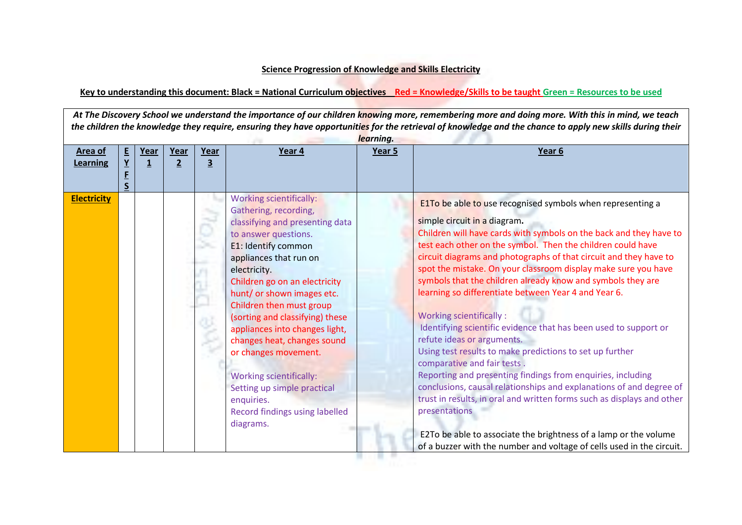**Science Progression of Knowledge and Skills Electricity**

**Key to understanding this document: Black = National Curriculum objectives Red = Knowledge/Skills to be taught Green = Resources to be used**

*At The Discovery School we understand the importance of our children knowing more, remembering more and doing more. With this in mind, we teach the children the knowledge they require, ensuring they have opportunities for the retrieval of knowledge and the chance to apply new skills during their learning.*

| Area of Learning | EYFS | Year 1 | Year 2 | Year 3 | Year 4 | Year 5 | Year 6 |
|---|---|---|---|---|---|---|---|
| **Electricity** | | | | | Working scientifically: Gathering, recording, classifying and presenting data to answer questions.<br>E1: Identify common appliances that run on electricity.<br>Children go on an electricity hunt/ or shown images etc. Children then must group (sorting and classifying) these appliances into changes light, changes heat, changes sound or changes movement.<br><br>Working scientifically: Setting up simple practical enquiries.<br>Record findings using labelled diagrams. | | E1To be able to use recognised symbols when representing a simple circuit in a diagram.<br>Children will have cards with symbols on the back and they have to test each other on the symbol. Then the children could have circuit diagrams and photographs of that circuit and they have to spot the mistake. On your classroom display make sure you have symbols that the children already know and symbols they are learning so differentiate between Year 4 and Year 6.<br><br>Working scientifically :<br>Identifying scientific evidence that has been used to support or refute ideas or arguments.<br>Using test results to make predictions to set up further comparative and fair tests .<br>Reporting and presenting findings from enquiries, including conclusions, causal relationships and explanations of and degree of trust in results, in oral and written forms such as displays and other presentations<br><br>E2To be able to associate the brightness of a lamp or the volume of a buzzer with the number and voltage of cells used in the circuit. |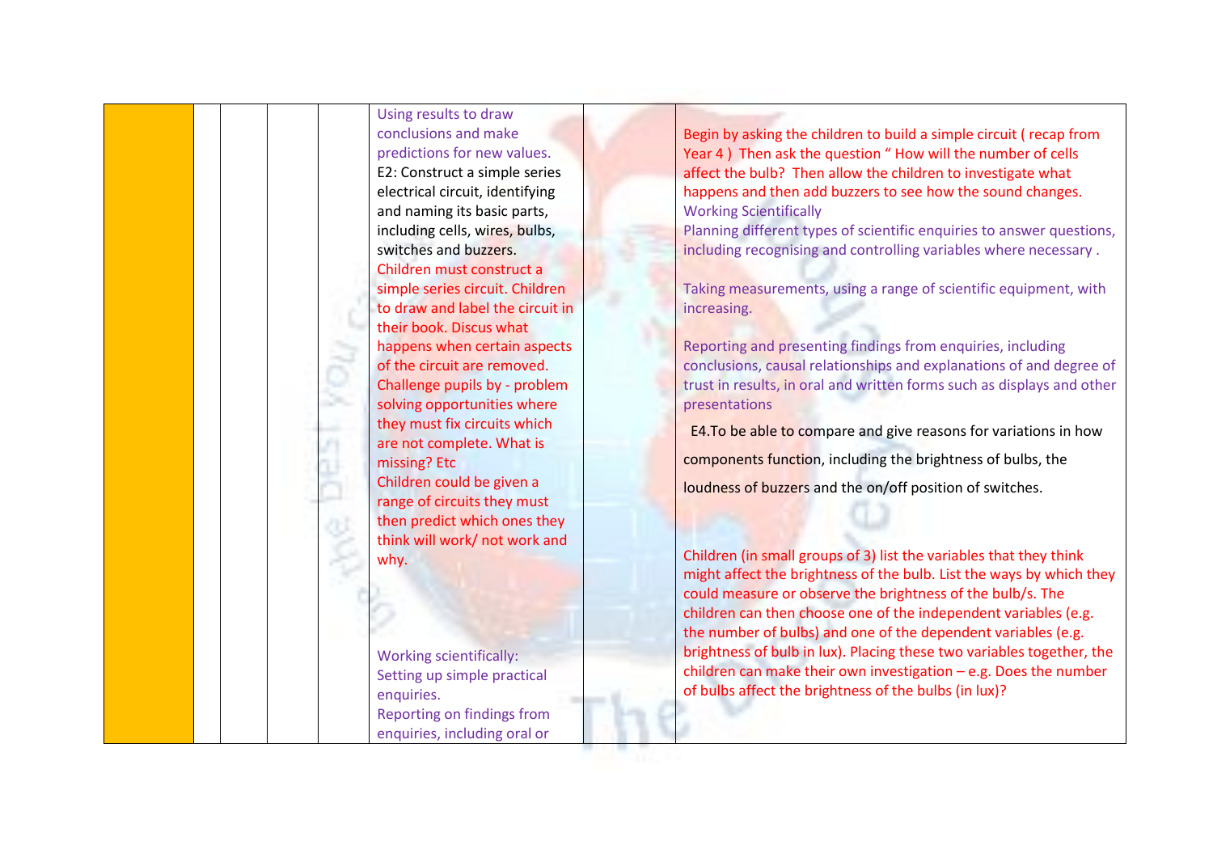|  |  |  |  |  | Using results to draw conclusions and make predictions for new values.<br>E2: Construct a simple series electrical circuit, identifying and naming its basic parts, including cells, wires, bulbs, switches and buzzers.<br>Children must construct a simple series circuit. Children to draw and label the circuit in their book. Discus what happens when certain aspects of the circuit are removed. Challenge pupils by - problem solving opportunities where they must fix circuits which are not complete. What is missing? Etc<br>Children could be given a range of circuits they must then predict which ones they think will work/ not work and why.<br><br>Working scientifically:<br>Setting up simple practical enquiries.<br>Reporting on findings from enquiries, including oral or |  | Begin by asking the children to build a simple circuit ( recap from Year 4 ) Then ask the question " How will the number of cells affect the bulb? Then allow the children to investigate what happens and then add buzzers to see how the sound changes.<br>Working Scientifically<br>Planning different types of scientific enquiries to answer questions, including recognising and controlling variables where necessary .<br><br>Taking measurements, using a range of scientific equipment, with increasing.<br><br>Reporting and presenting findings from enquiries, including conclusions, causal relationships and explanations of and degree of trust in results, in oral and written forms such as displays and other presentations<br><br>E4.To be able to compare and give reasons for variations in how components function, including the brightness of bulbs, the loudness of buzzers and the on/off position of switches.<br><br>Children (in small groups of 3) list the variables that they think might affect the brightness of the bulb. List the ways by which they could measure or observe the brightness of the bulb/s. The children can then choose one of the independent variables (e.g. the number of bulbs) and one of the dependent variables (e.g. brightness of bulb in lux). Placing these two variables together, the children can make their own investigation – e.g. Does the number of bulbs affect the brightness of the bulbs (in lux)? |
|---|---|---|---|---|---|---|---|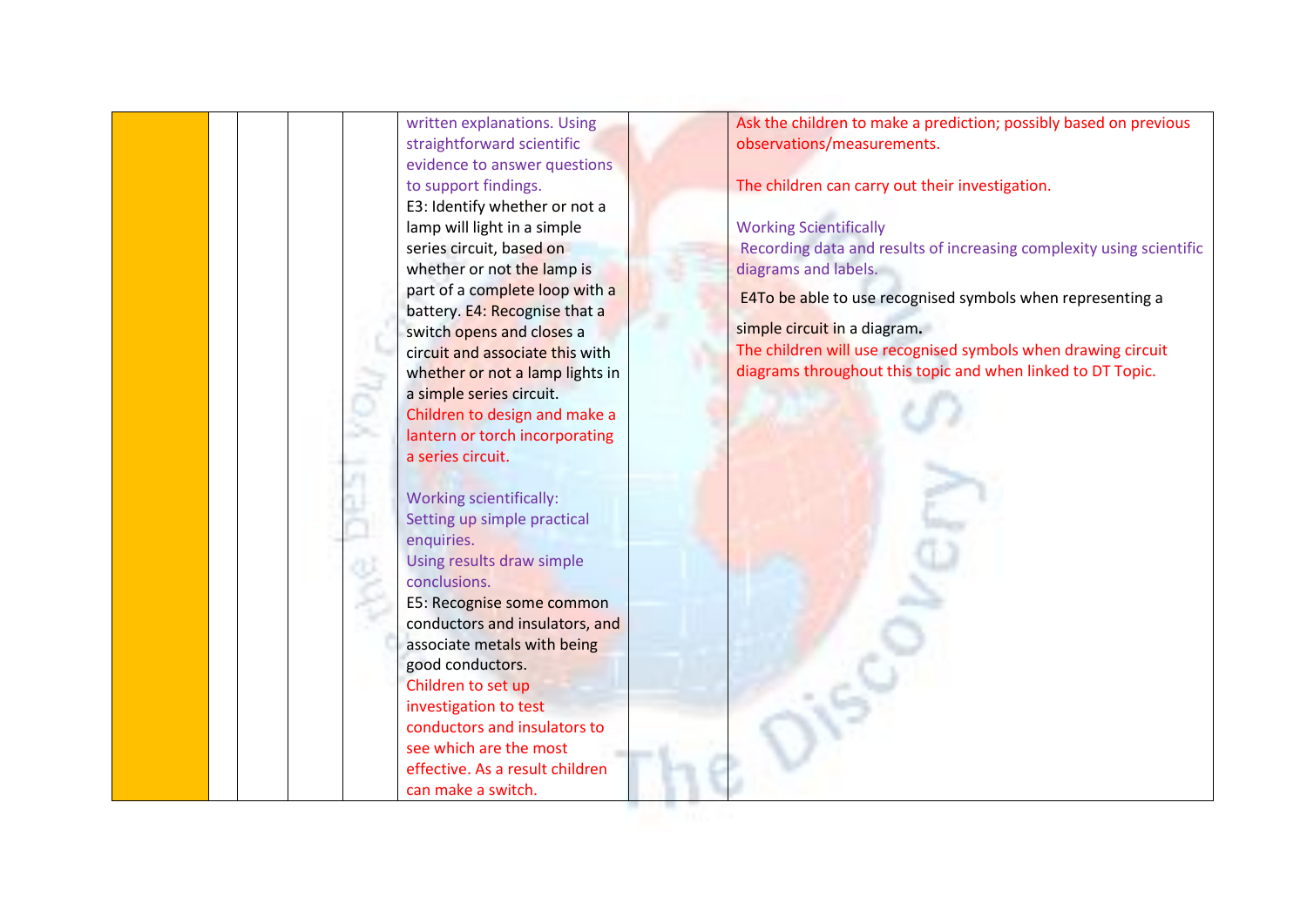|  |  |  |  |  | written explanations. Using straightforward scientific evidence to answer questions to support findings.<br>E3: Identify whether or not a lamp will light in a simple series circuit, based on whether or not the lamp is part of a complete loop with a battery. E4: Recognise that a switch opens and closes a circuit and associate this with whether or not a lamp lights in a simple series circuit.<br>Children to design and make a lantern or torch incorporating a series circuit.<br><br>Working scientifically:<br>Setting up simple practical enquiries.<br>Using results draw simple conclusions.<br>E5: Recognise some common conductors and insulators, and associate metals with being good conductors.<br>Children to set up investigation to test conductors and insulators to see which are the most effective. As a result children can make a switch. |  | Ask the children to make a prediction; possibly based on previous observations/measurements.<br><br>The children can carry out their investigation.<br><br>Working Scientifically<br>Recording data and results of increasing complexity using scientific diagrams and labels.<br><br>E4To be able to use recognised symbols when representing a simple circuit in a diagram**.**<br>The children will use recognised symbols when drawing circuit diagrams throughout this topic and when linked to DT Topic. |
|---|---|---|---|---|---|---|---|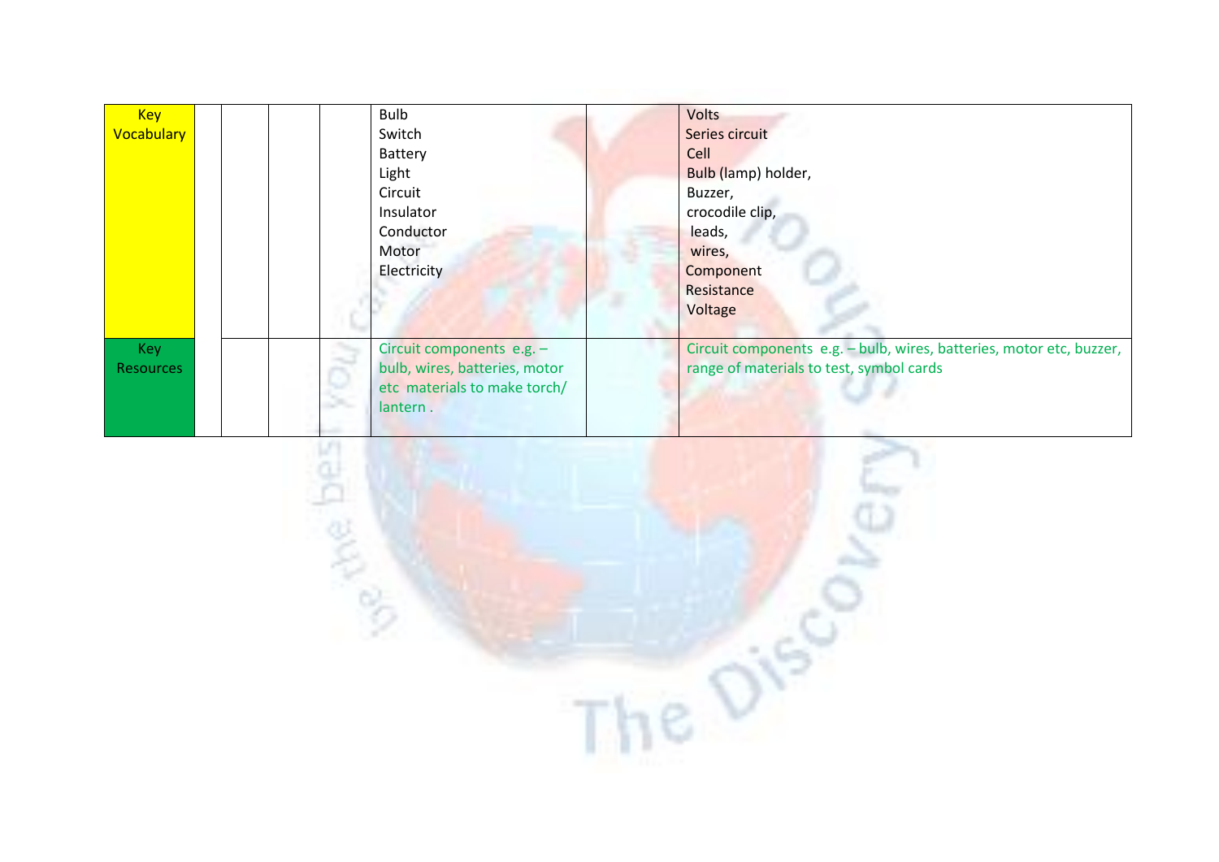| | | | | | | | |
|---|---|---|---|---|---|---|---|
| Key Vocabulary | | | | | Bulb<br>Switch<br>Battery<br>Light<br>Circuit<br>Insulator<br>Conductor<br>Motor<br>Electricity | | Volts<br>Series circuit<br>Cell<br>Bulb (lamp) holder,<br>Buzzer,<br>crocodile clip,<br>leads,<br>wires,<br>Component<br>Resistance<br>Voltage |
| Key Resources | | | | | Circuit components e.g. – bulb, wires, batteries, motor etc materials to make torch/ lantern . | | Circuit components e.g. – bulb, wires, batteries, motor etc, buzzer, range of materials to test, symbol cards |